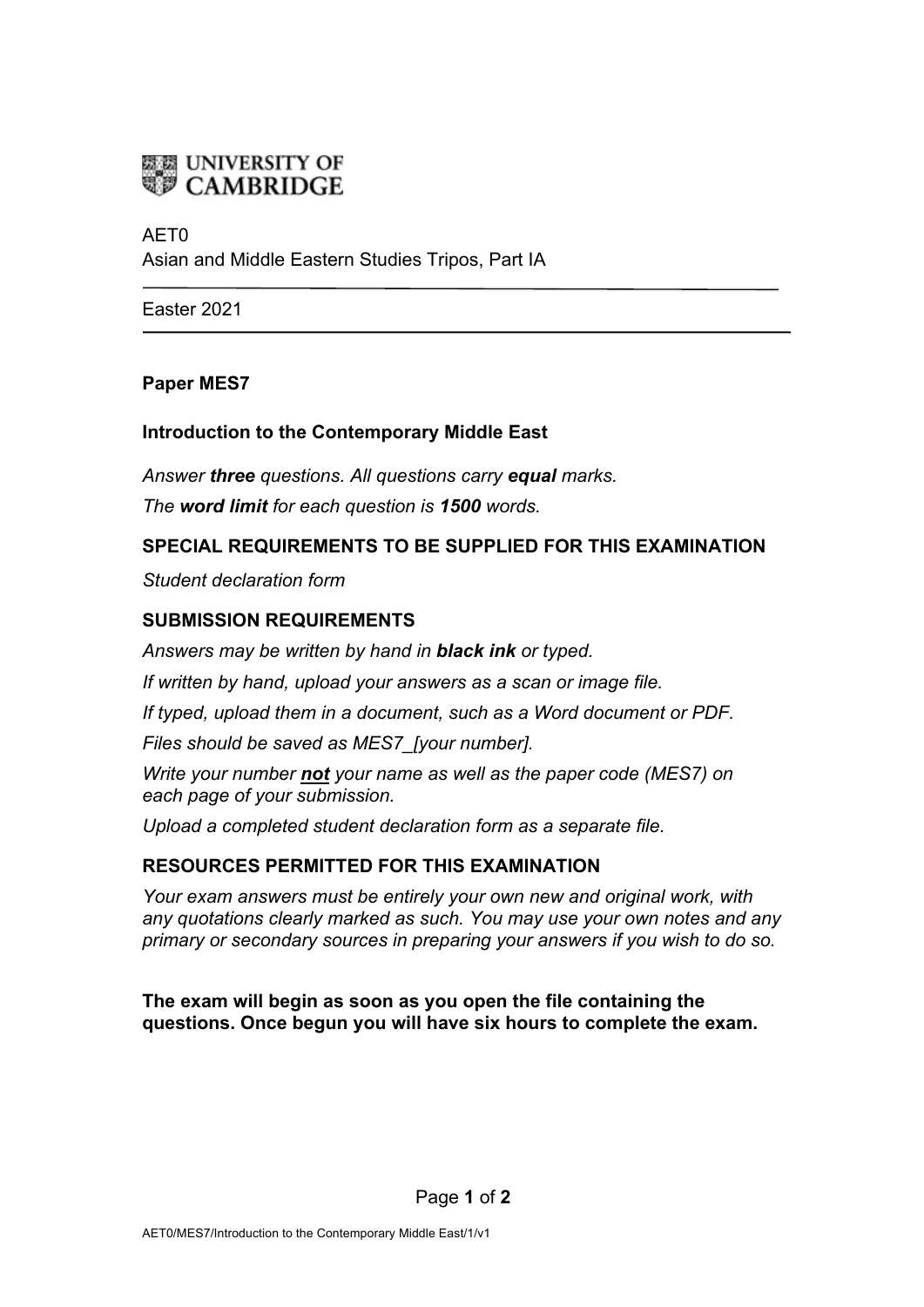UNIVERSITY OF CAMBRIDGE

AET0
Asian and Middle Eastern Studies Tripos, Part IA

Easter 2021

**Paper MES7**

**Introduction to the Contemporary Middle East**

*Answer **three** questions. All questions carry **equal** marks.*

*The **word limit** for each question is **1500** words.*

## SPECIAL REQUIREMENTS TO BE SUPPLIED FOR THIS EXAMINATION

*Student declaration form*

## SUBMISSION REQUIREMENTS

*Answers may be written by hand in **black ink** or typed.*

*If written by hand, upload your answers as a scan or image file.*

*If typed, upload them in a document, such as a Word document or PDF.*

*Files should be saved as MES7_[your number].*

*Write your number **not** your name as well as the paper code (MES7) on each page of your submission.*

*Upload a completed student declaration form as a separate file.*

## RESOURCES PERMITTED FOR THIS EXAMINATION

*Your exam answers must be entirely your own new and original work, with any quotations clearly marked as such. You may use your own notes and any primary or secondary sources in preparing your answers if you wish to do so.*

**The exam will begin as soon as you open the file containing the questions. Once begun you will have six hours to complete the exam.**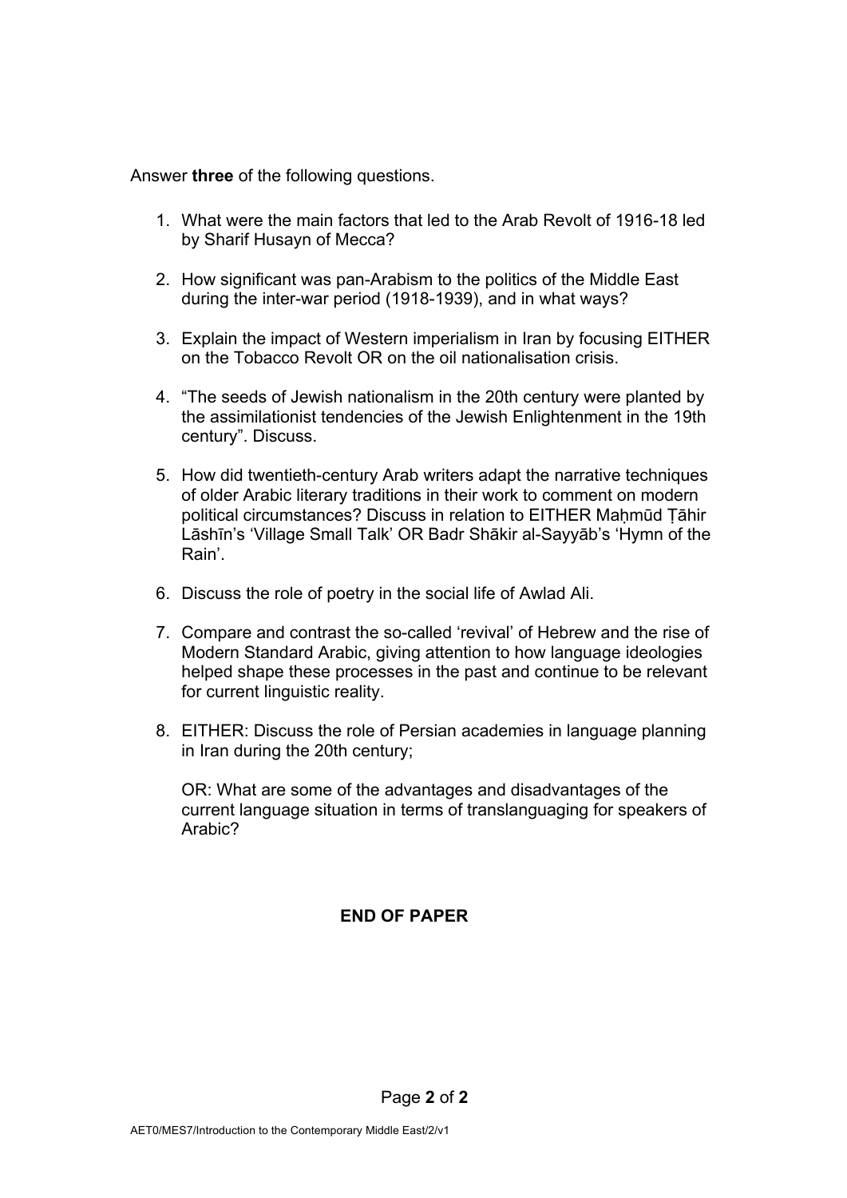Answer **three** of the following questions.

1. What were the main factors that led to the Arab Revolt of 1916-18 led by Sharif Husayn of Mecca?

2. How significant was pan-Arabism to the politics of the Middle East during the inter-war period (1918-1939), and in what ways?

3. Explain the impact of Western imperialism in Iran by focusing EITHER on the Tobacco Revolt OR on the oil nationalisation crisis.

4. "The seeds of Jewish nationalism in the 20th century were planted by the assimilationist tendencies of the Jewish Enlightenment in the 19th century". Discuss.

5. How did twentieth-century Arab writers adapt the narrative techniques of older Arabic literary traditions in their work to comment on modern political circumstances? Discuss in relation to EITHER Maḥmūd Ṭāhir Lāshīn's 'Village Small Talk' OR Badr Shākir al-Sayyāb's 'Hymn of the Rain'.

6. Discuss the role of poetry in the social life of Awlad Ali.

7. Compare and contrast the so-called 'revival' of Hebrew and the rise of Modern Standard Arabic, giving attention to how language ideologies helped shape these processes in the past and continue to be relevant for current linguistic reality.

8. EITHER: Discuss the role of Persian academies in language planning in Iran during the 20th century;

   OR: What are some of the advantages and disadvantages of the current language situation in terms of translanguaging for speakers of Arabic?

**END OF PAPER**

AET0/MES7/Introduction to the Contemporary Middle East/2/v1